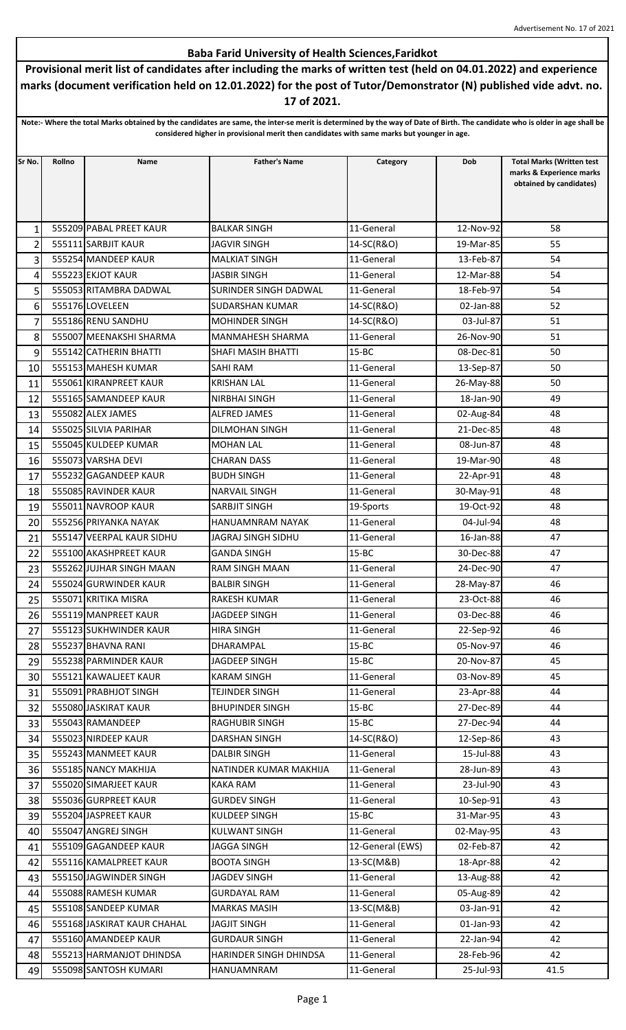Advertisement No. 17 of 2021

# Baba Farid University of Health Sciences,Faridkot

## Provisional merit list of candidates after including the marks of written test (held on 04.01.2022) and experience marks (document verification held on 12.01.2022) for the post of Tutor/Demonstrator (N) published vide advt. no. 17 of 2021.

**Note:- Where the total Marks obtained by the candidates are same, the inter-se merit is determined by the way of Date of Birth. The candidate who is older in age shall be considered higher in provisional merit then candidates with same marks but younger in age.**

| Sr No. | Rollno | Name | Father's Name | Category | Dob | Total Marks (Written test marks & Experience marks obtained by candidates) |
|---|---|---|---|---|---|---|
| 1 | 555209 | PABAL PREET KAUR | BALKAR SINGH | 11-General | 12-Nov-92 | 58 |
| 2 | 555111 | SARBJIT KAUR | JAGVIR SINGH | 14-SC(R&O) | 19-Mar-85 | 55 |
| 3 | 555254 | MANDEEP KAUR | MALKIAT SINGH | 11-General | 13-Feb-87 | 54 |
| 4 | 555223 | EKJOT KAUR | JASBIR SINGH | 11-General | 12-Mar-88 | 54 |
| 5 | 555053 | RITAMBRA DADWAL | SURINDER SINGH DADWAL | 11-General | 18-Feb-97 | 54 |
| 6 | 555176 | LOVELEEN | SUDARSHAN KUMAR | 14-SC(R&O) | 02-Jan-88 | 52 |
| 7 | 555186 | RENU SANDHU | MOHINDER SINGH | 14-SC(R&O) | 03-Jul-87 | 51 |
| 8 | 555007 | MEENAKSHI SHARMA | MANMAHESH SHARMA | 11-General | 26-Nov-90 | 51 |
| 9 | 555142 | CATHERIN BHATTI | SHAFI MASIH BHATTI | 15-BC | 08-Dec-81 | 50 |
| 10 | 555153 | MAHESH KUMAR | SAHI RAM | 11-General | 13-Sep-87 | 50 |
| 11 | 555061 | KIRANPREET KAUR | KRISHAN LAL | 11-General | 26-May-88 | 50 |
| 12 | 555165 | SAMANDEEP KAUR | NIRBHAI SINGH | 11-General | 18-Jan-90 | 49 |
| 13 | 555082 | ALEX JAMES | ALFRED JAMES | 11-General | 02-Aug-84 | 48 |
| 14 | 555025 | SILVIA PARIHAR | DILMOHAN SINGH | 11-General | 21-Dec-85 | 48 |
| 15 | 555045 | KULDEEP KUMAR | MOHAN LAL | 11-General | 08-Jun-87 | 48 |
| 16 | 555073 | VARSHA DEVI | CHARAN DASS | 11-General | 19-Mar-90 | 48 |
| 17 | 555232 | GAGANDEEP KAUR | BUDH SINGH | 11-General | 22-Apr-91 | 48 |
| 18 | 555085 | RAVINDER KAUR | NARVAIL SINGH | 11-General | 30-May-91 | 48 |
| 19 | 555011 | NAVROOP KAUR | SARBJIT SINGH | 19-Sports | 19-Oct-92 | 48 |
| 20 | 555256 | PRIYANKA NAYAK | HANUAMNRAM NAYAK | 11-General | 04-Jul-94 | 48 |
| 21 | 555147 | VEERPAL KAUR SIDHU | JAGRAJ SINGH SIDHU | 11-General | 16-Jan-88 | 47 |
| 22 | 555100 | AKASHPREET KAUR | GANDA SINGH | 15-BC | 30-Dec-88 | 47 |
| 23 | 555262 | JUJHAR SINGH MAAN | RAM SINGH MAAN | 11-General | 24-Dec-90 | 47 |
| 24 | 555024 | GURWINDER KAUR | BALBIR SINGH | 11-General | 28-May-87 | 46 |
| 25 | 555071 | KRITIKA MISRA | RAKESH KUMAR | 11-General | 23-Oct-88 | 46 |
| 26 | 555119 | MANPREET KAUR | JAGDEEP SINGH | 11-General | 03-Dec-88 | 46 |
| 27 | 555123 | SUKHWINDER KAUR | HIRA SINGH | 11-General | 22-Sep-92 | 46 |
| 28 | 555237 | BHAVNA RANI | DHARAMPAL | 15-BC | 05-Nov-97 | 46 |
| 29 | 555238 | PARMINDER KAUR | JAGDEEP SINGH | 15-BC | 20-Nov-87 | 45 |
| 30 | 555121 | KAWALJEET KAUR | KARAM SINGH | 11-General | 03-Nov-89 | 45 |
| 31 | 555091 | PRABHJOT SINGH | TEJINDER SINGH | 11-General | 23-Apr-88 | 44 |
| 32 | 555080 | JASKIRAT KAUR | BHUPINDER SINGH | 15-BC | 27-Dec-89 | 44 |
| 33 | 555043 | RAMANDEEP | RAGHUBIR SINGH | 15-BC | 27-Dec-94 | 44 |
| 34 | 555023 | NIRDEEP KAUR | DARSHAN SINGH | 14-SC(R&O) | 12-Sep-86 | 43 |
| 35 | 555243 | MANMEET KAUR | DALBIR SINGH | 11-General | 15-Jul-88 | 43 |
| 36 | 555185 | NANCY MAKHIJA | NATINDER KUMAR MAKHIJA | 11-General | 28-Jun-89 | 43 |
| 37 | 555020 | SIMARJEET KAUR | KAKA RAM | 11-General | 23-Jul-90 | 43 |
| 38 | 555036 | GURPREET KAUR | GURDEV SINGH | 11-General | 10-Sep-91 | 43 |
| 39 | 555204 | JASPREET KAUR | KULDEEP SINGH | 15-BC | 31-Mar-95 | 43 |
| 40 | 555047 | ANGREJ SINGH | KULWANT SINGH | 11-General | 02-May-95 | 43 |
| 41 | 555109 | GAGANDEEP KAUR | JAGGA SINGH | 12-General (EWS) | 02-Feb-87 | 42 |
| 42 | 555116 | KAMALPREET KAUR | BOOTA SINGH | 13-SC(M&B) | 18-Apr-88 | 42 |
| 43 | 555150 | JAGWINDER SINGH | JAGDEV SINGH | 11-General | 13-Aug-88 | 42 |
| 44 | 555088 | RAMESH KUMAR | GURDAYAL RAM | 11-General | 05-Aug-89 | 42 |
| 45 | 555108 | SANDEEP KUMAR | MARKAS MASIH | 13-SC(M&B) | 03-Jan-91 | 42 |
| 46 | 555168 | JASKIRAT KAUR CHAHAL | JAGJIT SINGH | 11-General | 01-Jan-93 | 42 |
| 47 | 555160 | AMANDEEP KAUR | GURDAUR SINGH | 11-General | 22-Jan-94 | 42 |
| 48 | 555213 | HARMANJOT DHINDSA | HARINDER SINGH DHINDSA | 11-General | 28-Feb-96 | 42 |
| 49 | 555098 | SANTOSH KUMARI | HANUAMNRAM | 11-General | 25-Jul-93 | 41.5 |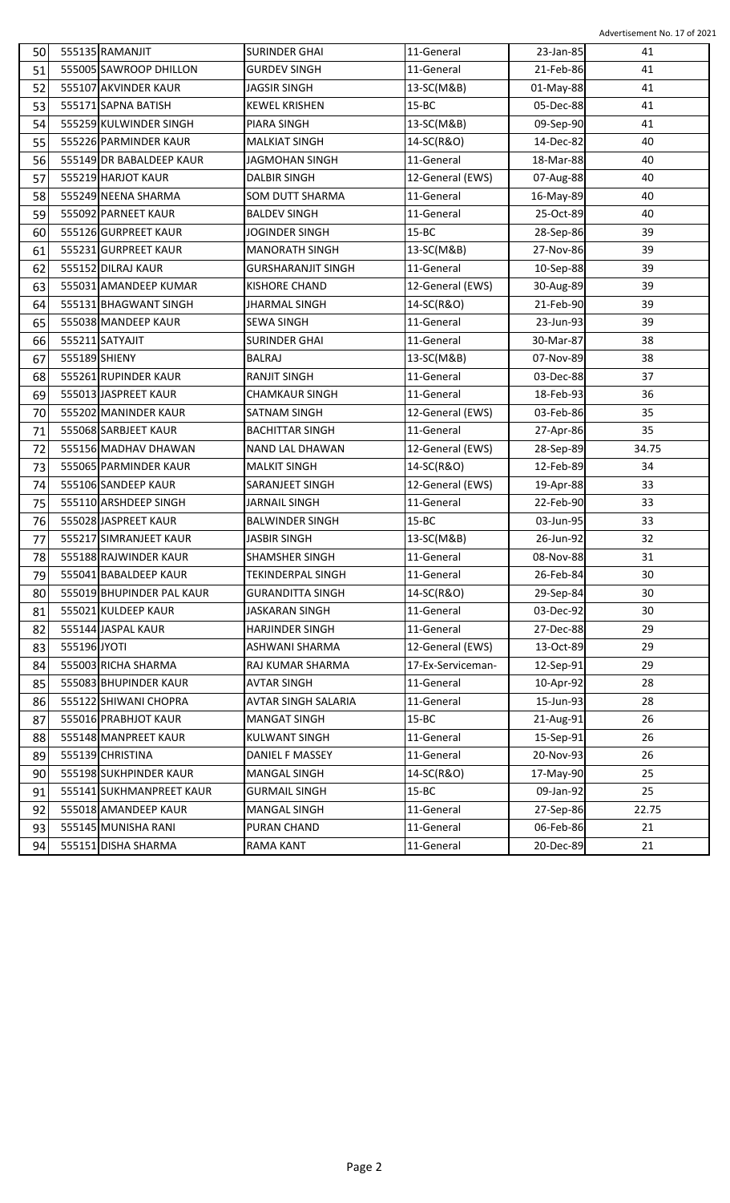| 50 | 555135 | RAMANJIT | SURINDER GHAI | 11-General | 23-Jan-85 | 41 |
|---|---|---|---|---|---|---|
| 51 | 555005 | SAWROOP DHILLON | GURDEV SINGH | 11-General | 21-Feb-86 | 41 |
| 52 | 555107 | AKVINDER KAUR | JAGSIR SINGH | 13-SC(M&B) | 01-May-88 | 41 |
| 53 | 555171 | SAPNA BATISH | KEWEL KRISHEN | 15-BC | 05-Dec-88 | 41 |
| 54 | 555259 | KULWINDER SINGH | PIARA SINGH | 13-SC(M&B) | 09-Sep-90 | 41 |
| 55 | 555226 | PARMINDER KAUR | MALKIAT SINGH | 14-SC(R&O) | 14-Dec-82 | 40 |
| 56 | 555149 | DR BABALDEEP KAUR | JAGMOHAN SINGH | 11-General | 18-Mar-88 | 40 |
| 57 | 555219 | HARJOT KAUR | DALBIR SINGH | 12-General (EWS) | 07-Aug-88 | 40 |
| 58 | 555249 | NEENA SHARMA | SOM DUTT SHARMA | 11-General | 16-May-89 | 40 |
| 59 | 555092 | PARNEET KAUR | BALDEV SINGH | 11-General | 25-Oct-89 | 40 |
| 60 | 555126 | GURPREET KAUR | JOGINDER SINGH | 15-BC | 28-Sep-86 | 39 |
| 61 | 555231 | GURPREET KAUR | MANORATH SINGH | 13-SC(M&B) | 27-Nov-86 | 39 |
| 62 | 555152 | DILRAJ KAUR | GURSHARANJIT SINGH | 11-General | 10-Sep-88 | 39 |
| 63 | 555031 | AMANDEEP KUMAR | KISHORE CHAND | 12-General (EWS) | 30-Aug-89 | 39 |
| 64 | 555131 | BHAGWANT SINGH | JHARMAL SINGH | 14-SC(R&O) | 21-Feb-90 | 39 |
| 65 | 555038 | MANDEEP KAUR | SEWA SINGH | 11-General | 23-Jun-93 | 39 |
| 66 | 555211 | SATYAJIT | SURINDER GHAI | 11-General | 30-Mar-87 | 38 |
| 67 | 555189 | SHIENY | BALRAJ | 13-SC(M&B) | 07-Nov-89 | 38 |
| 68 | 555261 | RUPINDER KAUR | RANJIT SINGH | 11-General | 03-Dec-88 | 37 |
| 69 | 555013 | JASPREET KAUR | CHAMKAUR SINGH | 11-General | 18-Feb-93 | 36 |
| 70 | 555202 | MANINDER KAUR | SATNAM SINGH | 12-General (EWS) | 03-Feb-86 | 35 |
| 71 | 555068 | SARBJEET KAUR | BACHITTAR SINGH | 11-General | 27-Apr-86 | 35 |
| 72 | 555156 | MADHAV DHAWAN | NAND LAL DHAWAN | 12-General (EWS) | 28-Sep-89 | 34.75 |
| 73 | 555065 | PARMINDER KAUR | MALKIT SINGH | 14-SC(R&O) | 12-Feb-89 | 34 |
| 74 | 555106 | SANDEEP KAUR | SARANJEET SINGH | 12-General (EWS) | 19-Apr-88 | 33 |
| 75 | 555110 | ARSHDEEP SINGH | JARNAIL SINGH | 11-General | 22-Feb-90 | 33 |
| 76 | 555028 | JASPREET KAUR | BALWINDER SINGH | 15-BC | 03-Jun-95 | 33 |
| 77 | 555217 | SIMRANJEET KAUR | JASBIR SINGH | 13-SC(M&B) | 26-Jun-92 | 32 |
| 78 | 555188 | RAJWINDER KAUR | SHAMSHER SINGH | 11-General | 08-Nov-88 | 31 |
| 79 | 555041 | BABALDEEP KAUR | TEKINDERPAL SINGH | 11-General | 26-Feb-84 | 30 |
| 80 | 555019 | BHUPINDER PAL KAUR | GURANDITTA SINGH | 14-SC(R&O) | 29-Sep-84 | 30 |
| 81 | 555021 | KULDEEP KAUR | JASKARAN SINGH | 11-General | 03-Dec-92 | 30 |
| 82 | 555144 | JASPAL KAUR | HARJINDER SINGH | 11-General | 27-Dec-88 | 29 |
| 83 | 555196 | JYOTI | ASHWANI SHARMA | 12-General (EWS) | 13-Oct-89 | 29 |
| 84 | 555003 | RICHA SHARMA | RAJ KUMAR SHARMA | 17-Ex-Serviceman- | 12-Sep-91 | 29 |
| 85 | 555083 | BHUPINDER KAUR | AVTAR SINGH | 11-General | 10-Apr-92 | 28 |
| 86 | 555122 | SHIWANI CHOPRA | AVTAR SINGH SALARIA | 11-General | 15-Jun-93 | 28 |
| 87 | 555016 | PRABHJOT KAUR | MANGAT SINGH | 15-BC | 21-Aug-91 | 26 |
| 88 | 555148 | MANPREET KAUR | KULWANT SINGH | 11-General | 15-Sep-91 | 26 |
| 89 | 555139 | CHRISTINA | DANIEL F MASSEY | 11-General | 20-Nov-93 | 26 |
| 90 | 555198 | SUKHPINDER KAUR | MANGAL SINGH | 14-SC(R&O) | 17-May-90 | 25 |
| 91 | 555141 | SUKHMANPREET KAUR | GURMAIL SINGH | 15-BC | 09-Jan-92 | 25 |
| 92 | 555018 | AMANDEEP KAUR | MANGAL SINGH | 11-General | 27-Sep-86 | 22.75 |
| 93 | 555145 | MUNISHA RANI | PURAN CHAND | 11-General | 06-Feb-86 | 21 |
| 94 | 555151 | DISHA SHARMA | RAMA KANT | 11-General | 20-Dec-89 | 21 |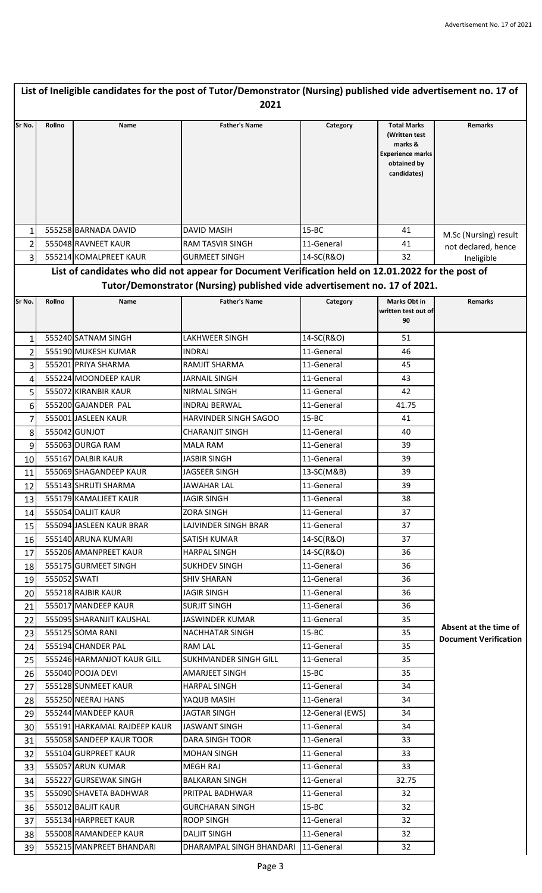## List of Ineligible candidates for the post of Tutor/Demonstrator (Nursing) published vide advertisement no. 17 of 2021

| Sr No. | Rollno | Name | Father's Name | Category | Total Marks (Written test marks & Experience marks obtained by candidates) | Remarks |
|---|---|---|---|---|---|---|
| 1 | 555258 | BARNADA DAVID | DAVID MASIH | 15-BC | 41 | M.Sc (Nursing) result not declared, hence Ineligible |
| 2 | 555048 | RAVNEET KAUR | RAM TASVIR SINGH | 11-General | 41 | |
| 3 | 555214 | KOMALPREET KAUR | GURMEET SINGH | 14-SC(R&O) | 32 | |

## List of candidates who did not appear for Document Verification held on 12.01.2022 for the post of Tutor/Demonstrator (Nursing) published vide advertisement no. 17 of 2021.

| Sr No. | Rollno | Name | Father's Name | Category | Marks Obt in written test out of 90 | Remarks |
|---|---|---|---|---|---|---|
| 1 | 555240 | SATNAM SINGH | LAKHWEER SINGH | 14-SC(R&O) | 51 | Absent at the time of Document Verification |
| 2 | 555190 | MUKESH KUMAR | INDRAJ | 11-General | 46 | |
| 3 | 555201 | PRIYA SHARMA | RAMJIT SHARMA | 11-General | 45 | |
| 4 | 555224 | MOONDEEP KAUR | JARNAIL SINGH | 11-General | 43 | |
| 5 | 555072 | KIRANBIR KAUR | NIRMAL SINGH | 11-General | 42 | |
| 6 | 555200 | GAJANDER PAL | INDRAJ BERWAL | 11-General | 41.75 | |
| 7 | 555001 | JASLEEN KAUR | HARVINDER SINGH SAGOO | 15-BC | 41 | |
| 8 | 555042 | GUNJOT | CHARANJIT SINGH | 11-General | 40 | |
| 9 | 555063 | DURGA RAM | MALA RAM | 11-General | 39 | |
| 10 | 555167 | DALBIR KAUR | JASBIR SINGH | 11-General | 39 | |
| 11 | 555069 | SHAGANDEEP KAUR | JAGSEER SINGH | 13-SC(M&B) | 39 | |
| 12 | 555143 | SHRUTI SHARMA | JAWAHAR LAL | 11-General | 39 | |
| 13 | 555179 | KAMALJEET KAUR | JAGIR SINGH | 11-General | 38 | |
| 14 | 555054 | DALJIT KAUR | ZORA SINGH | 11-General | 37 | |
| 15 | 555094 | JASLEEN KAUR BRAR | LAJVINDER SINGH BRAR | 11-General | 37 | |
| 16 | 555140 | ARUNA KUMARI | SATISH KUMAR | 14-SC(R&O) | 37 | |
| 17 | 555206 | AMANPREET KAUR | HARPAL SINGH | 14-SC(R&O) | 36 | |
| 18 | 555175 | GURMEET SINGH | SUKHDEV SINGH | 11-General | 36 | |
| 19 | 555052 | SWATI | SHIV SHARAN | 11-General | 36 | |
| 20 | 555218 | RAJBIR KAUR | JAGIR SINGH | 11-General | 36 | |
| 21 | 555017 | MANDEEP KAUR | SURJIT SINGH | 11-General | 36 | |
| 22 | 555095 | SHARANJIT KAUSHAL | JASWINDER KUMAR | 11-General | 35 | |
| 23 | 555125 | SOMA RANI | NACHHATAR SINGH | 15-BC | 35 | |
| 24 | 555194 | CHANDER PAL | RAM LAL | 11-General | 35 | |
| 25 | 555246 | HARMANJOT KAUR GILL | SUKHMANDER SINGH GILL | 11-General | 35 | |
| 26 | 555040 | POOJA DEVI | AMARJEET SINGH | 15-BC | 35 | |
| 27 | 555128 | SUNMEET KAUR | HARPAL SINGH | 11-General | 34 | |
| 28 | 555250 | NEERAJ HANS | YAQUB MASIH | 11-General | 34 | |
| 29 | 555244 | MANDEEP KAUR | JAGTAR SINGH | 12-General (EWS) | 34 | |
| 30 | 555191 | HARKAMAL RAJDEEP KAUR | JASWANT SINGH | 11-General | 34 | |
| 31 | 555058 | SANDEEP KAUR TOOR | DARA SINGH TOOR | 11-General | 33 | |
| 32 | 555104 | GURPREET KAUR | MOHAN SINGH | 11-General | 33 | |
| 33 | 555057 | ARUN KUMAR | MEGH RAJ | 11-General | 33 | |
| 34 | 555227 | GURSEWAK SINGH | BALKARAN SINGH | 11-General | 32.75 | |
| 35 | 555090 | SHAVETA BADHWAR | PRITPAL BADHWAR | 11-General | 32 | |
| 36 | 555012 | BALJIT KAUR | GURCHARAN SINGH | 15-BC | 32 | |
| 37 | 555134 | HARPREET KAUR | ROOP SINGH | 11-General | 32 | |
| 38 | 555008 | RAMANDEEP KAUR | DALJIT SINGH | 11-General | 32 | |
| 39 | 555215 | MANPREET BHANDARI | DHARAMPAL SINGH BHANDARI | 11-General | 32 | |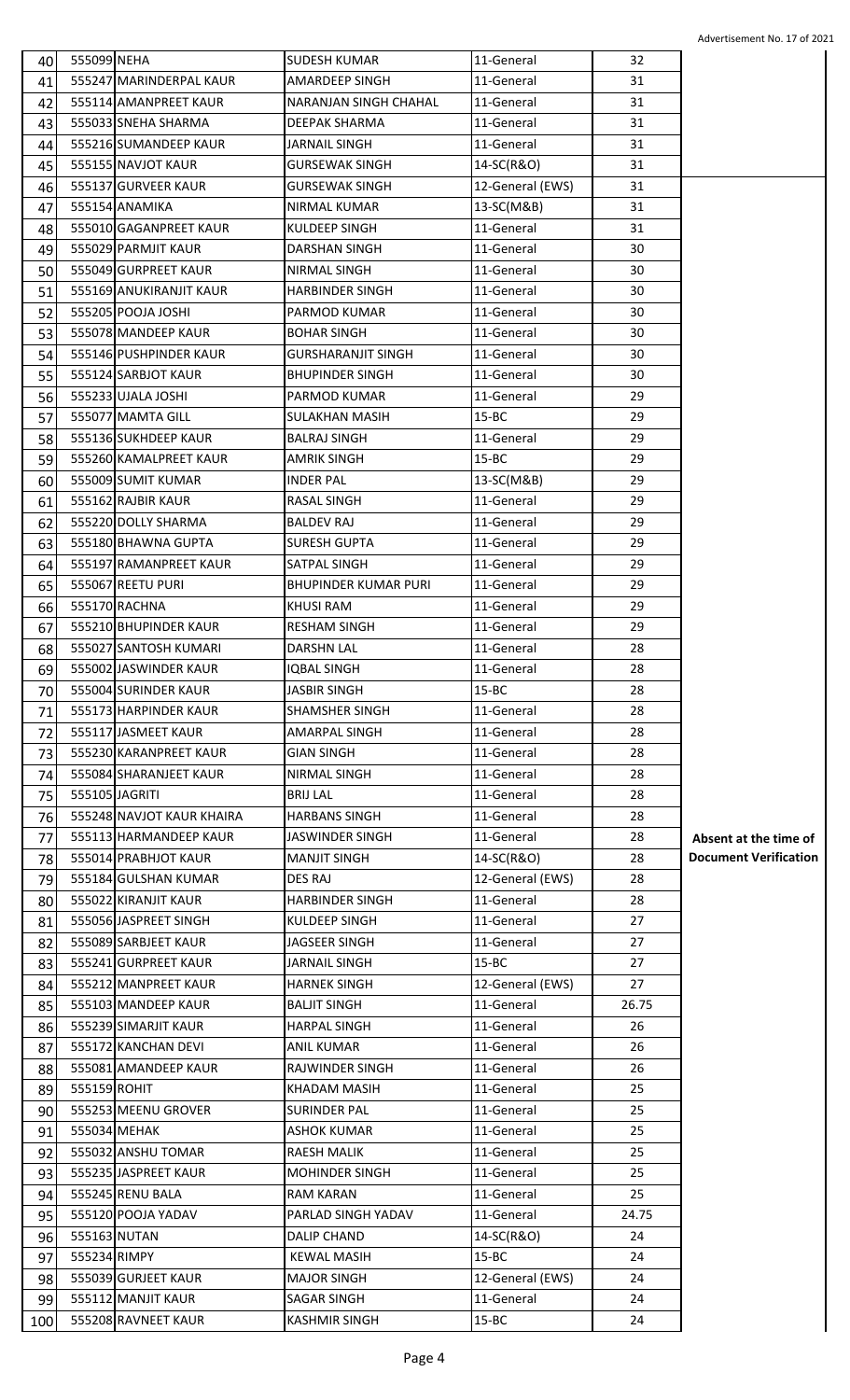Advertisement No. 17 of 2021

| | | | | | | |
|---|---|---|---|---|---|---|
| 40 | 555099 | NEHA | SUDESH KUMAR | 11-General | 32 | |
| 41 | 555247 | MARINDERPAL KAUR | AMARDEEP SINGH | 11-General | 31 | |
| 42 | 555114 | AMANPREET KAUR | NARANJAN SINGH CHAHAL | 11-General | 31 | |
| 43 | 555033 | SNEHA SHARMA | DEEPAK SHARMA | 11-General | 31 | |
| 44 | 555216 | SUMANDEEP KAUR | JARNAIL SINGH | 11-General | 31 | |
| 45 | 555155 | NAVJOT KAUR | GURSEWAK SINGH | 14-SC(R&O) | 31 | |
| 46 | 555137 | GURVEER KAUR | GURSEWAK SINGH | 12-General (EWS) | 31 | |
| 47 | 555154 | ANAMIKA | NIRMAL KUMAR | 13-SC(M&B) | 31 | |
| 48 | 555010 | GAGANPREET KAUR | KULDEEP SINGH | 11-General | 31 | |
| 49 | 555029 | PARMJIT KAUR | DARSHAN SINGH | 11-General | 30 | |
| 50 | 555049 | GURPREET KAUR | NIRMAL SINGH | 11-General | 30 | |
| 51 | 555169 | ANUKIRANJIT KAUR | HARBINDER SINGH | 11-General | 30 | |
| 52 | 555205 | POOJA JOSHI | PARMOD KUMAR | 11-General | 30 | |
| 53 | 555078 | MANDEEP KAUR | BOHAR SINGH | 11-General | 30 | |
| 54 | 555146 | PUSHPINDER KAUR | GURSHARANJIT SINGH | 11-General | 30 | |
| 55 | 555124 | SARBJOT KAUR | BHUPINDER SINGH | 11-General | 30 | |
| 56 | 555233 | UJALA JOSHI | PARMOD KUMAR | 11-General | 29 | |
| 57 | 555077 | MAMTA GILL | SULAKHAN MASIH | 15-BC | 29 | |
| 58 | 555136 | SUKHDEEP KAUR | BALRAJ SINGH | 11-General | 29 | |
| 59 | 555260 | KAMALPREET KAUR | AMRIK SINGH | 15-BC | 29 | |
| 60 | 555009 | SUMIT KUMAR | INDER PAL | 13-SC(M&B) | 29 | |
| 61 | 555162 | RAJBIR KAUR | RASAL SINGH | 11-General | 29 | |
| 62 | 555220 | DOLLY SHARMA | BALDEV RAJ | 11-General | 29 | |
| 63 | 555180 | BHAWNA GUPTA | SURESH GUPTA | 11-General | 29 | |
| 64 | 555197 | RAMANPREET KAUR | SATPAL SINGH | 11-General | 29 | |
| 65 | 555067 | REETU PURI | BHUPINDER KUMAR PURI | 11-General | 29 | |
| 66 | 555170 | RACHNA | KHUSI RAM | 11-General | 29 | |
| 67 | 555210 | BHUPINDER KAUR | RESHAM SINGH | 11-General | 29 | |
| 68 | 555027 | SANTOSH KUMARI | DARSHN LAL | 11-General | 28 | |
| 69 | 555002 | JASWINDER KAUR | IQBAL SINGH | 11-General | 28 | |
| 70 | 555004 | SURINDER KAUR | JASBIR SINGH | 15-BC | 28 | |
| 71 | 555173 | HARPINDER KAUR | SHAMSHER SINGH | 11-General | 28 | |
| 72 | 555117 | JASMEET KAUR | AMARPAL SINGH | 11-General | 28 | |
| 73 | 555230 | KARANPREET KAUR | GIAN SINGH | 11-General | 28 | |
| 74 | 555084 | SHARANJEET KAUR | NIRMAL SINGH | 11-General | 28 | |
| 75 | 555105 | JAGRITI | BRIJ LAL | 11-General | 28 | |
| 76 | 555248 | NAVJOT KAUR KHAIRA | HARBANS SINGH | 11-General | 28 | |
| 77 | 555113 | HARMANDEEP KAUR | JASWINDER SINGH | 11-General | 28 | **Absent at the time of Document Verification** |
| 78 | 555014 | PRABHJOT KAUR | MANJIT SINGH | 14-SC(R&O) | 28 | |
| 79 | 555184 | GULSHAN KUMAR | DES RAJ | 12-General (EWS) | 28 | |
| 80 | 555022 | KIRANJIT KAUR | HARBINDER SINGH | 11-General | 28 | |
| 81 | 555056 | JASPREET SINGH | KULDEEP SINGH | 11-General | 27 | |
| 82 | 555089 | SARBJEET KAUR | JAGSEER SINGH | 11-General | 27 | |
| 83 | 555241 | GURPREET KAUR | JARNAIL SINGH | 15-BC | 27 | |
| 84 | 555212 | MANPREET KAUR | HARNEK SINGH | 12-General (EWS) | 27 | |
| 85 | 555103 | MANDEEP KAUR | BALJIT SINGH | 11-General | 26.75 | |
| 86 | 555239 | SIMARJIT KAUR | HARPAL SINGH | 11-General | 26 | |
| 87 | 555172 | KANCHAN DEVI | ANIL KUMAR | 11-General | 26 | |
| 88 | 555081 | AMANDEEP KAUR | RAJWINDER SINGH | 11-General | 26 | |
| 89 | 555159 | ROHIT | KHADAM MASIH | 11-General | 25 | |
| 90 | 555253 | MEENU GROVER | SURINDER PAL | 11-General | 25 | |
| 91 | 555034 | MEHAK | ASHOK KUMAR | 11-General | 25 | |
| 92 | 555032 | ANSHU TOMAR | RAESH MALIK | 11-General | 25 | |
| 93 | 555235 | JASPREET KAUR | MOHINDER SINGH | 11-General | 25 | |
| 94 | 555245 | RENU BALA | RAM KARAN | 11-General | 25 | |
| 95 | 555120 | POOJA YADAV | PARLAD SINGH YADAV | 11-General | 24.75 | |
| 96 | 555163 | NUTAN | DALIP CHAND | 14-SC(R&O) | 24 | |
| 97 | 555234 | RIMPY | KEWAL MASIH | 15-BC | 24 | |
| 98 | 555039 | GURJEET KAUR | MAJOR SINGH | 12-General (EWS) | 24 | |
| 99 | 555112 | MANJIT KAUR | SAGAR SINGH | 11-General | 24 | |
| 100 | 555208 | RAVNEET KAUR | KASHMIR SINGH | 15-BC | 24 | |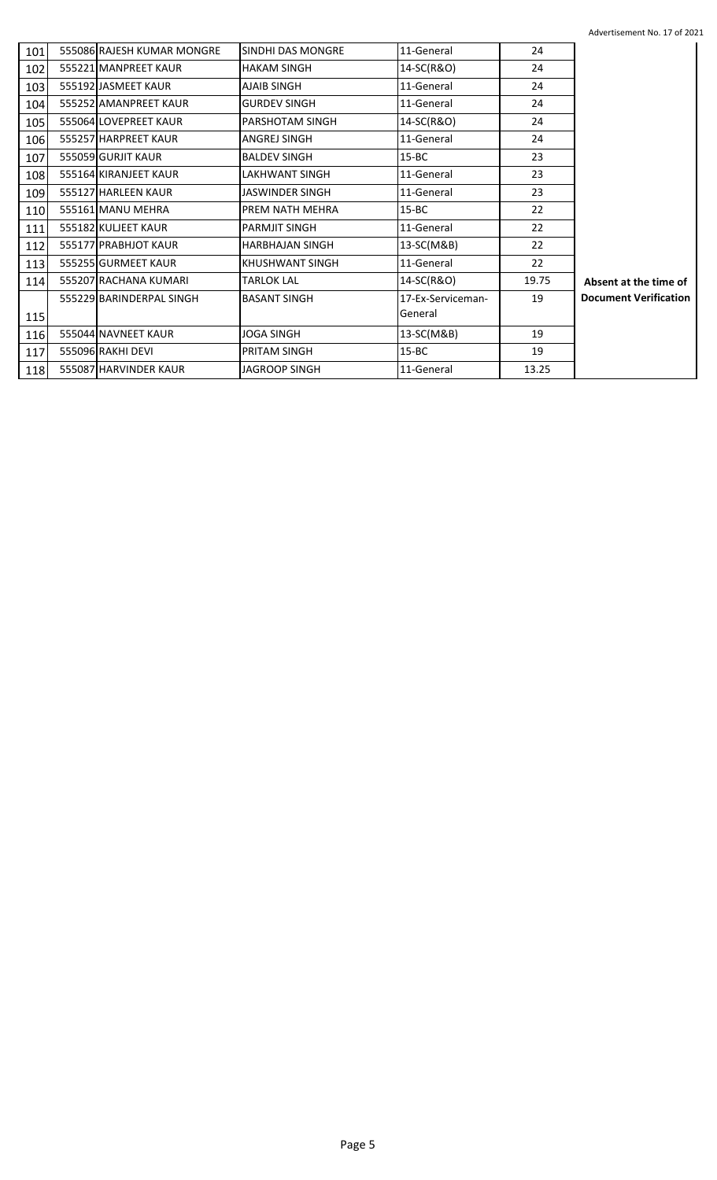| | | | | | | |
|---|---|---|---|---|---|---|
| 101 | 555086 | RAJESH KUMAR MONGRE | SINDHI DAS MONGRE | 11-General | 24 | |
| 102 | 555221 | MANPREET KAUR | HAKAM SINGH | 14-SC(R&O) | 24 | |
| 103 | 555192 | JASMEET KAUR | AJAIB SINGH | 11-General | 24 | |
| 104 | 555252 | AMANPREET KAUR | GURDEV SINGH | 11-General | 24 | |
| 105 | 555064 | LOVEPREET KAUR | PARSHOTAM SINGH | 14-SC(R&O) | 24 | |
| 106 | 555257 | HARPREET KAUR | ANGREJ SINGH | 11-General | 24 | |
| 107 | 555059 | GURJIT KAUR | BALDEV SINGH | 15-BC | 23 | |
| 108 | 555164 | KIRANJEET KAUR | LAKHWANT SINGH | 11-General | 23 | |
| 109 | 555127 | HARLEEN KAUR | JASWINDER SINGH | 11-General | 23 | |
| 110 | 555161 | MANU MEHRA | PREM NATH MEHRA | 15-BC | 22 | |
| 111 | 555182 | KULJEET KAUR | PARMJIT SINGH | 11-General | 22 | |
| 112 | 555177 | PRABHJOT KAUR | HARBHAJAN SINGH | 13-SC(M&B) | 22 | |
| 113 | 555255 | GURMEET KAUR | KHUSHWANT SINGH | 11-General | 22 | |
| 114 | 555207 | RACHANA KUMARI | TARLOK LAL | 14-SC(R&O) | 19.75 | **Absent at the time of Document Verification** |
| 115 | 555229 | BARINDERPAL SINGH | BASANT SINGH | 17-Ex-Serviceman-General | 19 | |
| 116 | 555044 | NAVNEET KAUR | JOGA SINGH | 13-SC(M&B) | 19 | |
| 117 | 555096 | RAKHI DEVI | PRITAM SINGH | 15-BC | 19 | |
| 118 | 555087 | HARVINDER KAUR | JAGROOP SINGH | 11-General | 13.25 | |